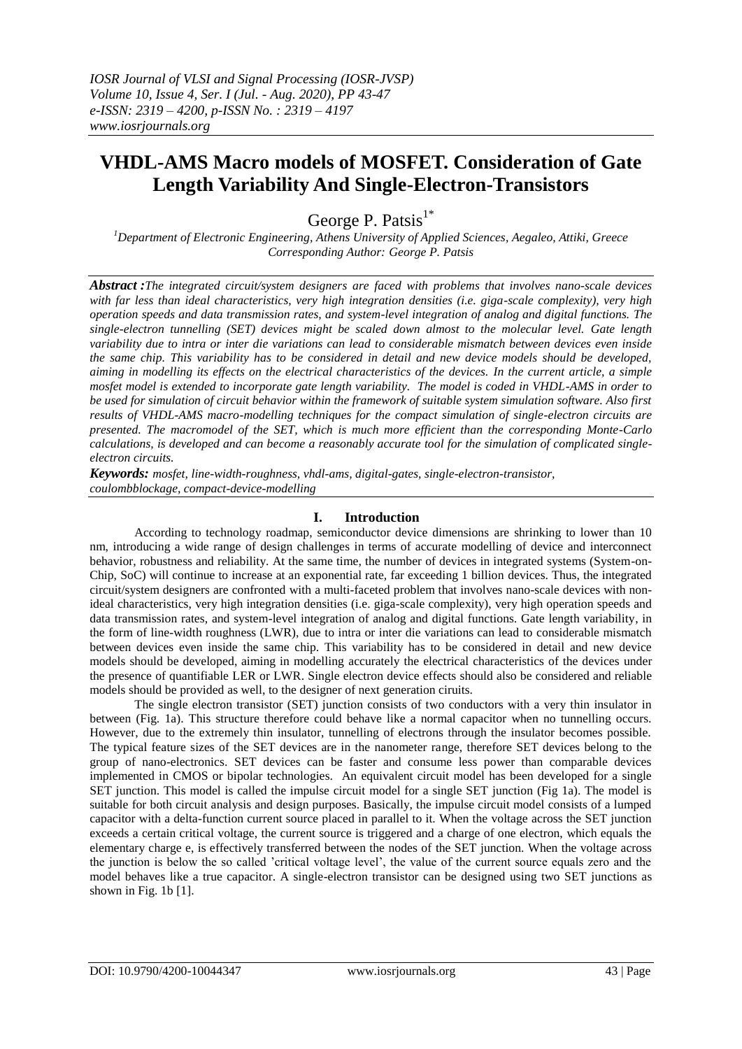# VHDL-AMS Macro models of MOSFET. Consideration of Gate Length Variability And Single-Electron-Transistors

George P. Patsis[1*]

[1]Department of Electronic Engineering, Athens University of Applied Sciences, Aegaleo, Attiki, Greece
Corresponding Author: George P. Patsis

***Abstract :****The integrated circuit/system designers are faced with problems that involves nano-scale devices with far less than ideal characteristics, very high integration densities (i.e. giga-scale complexity), very high operation speeds and data transmission rates, and system-level integration of analog and digital functions. The single-electron tunnelling (SET) devices might be scaled down almost to the molecular level. Gate length variability due to intra or inter die variations can lead to considerable mismatch between devices even inside the same chip. This variability has to be considered in detail and new device models should be developed, aiming in modelling its effects on the electrical characteristics of the devices. In the current article, a simple mosfet model is extended to incorporate gate length variability. The model is coded in VHDL-AMS in order to be used for simulation of circuit behavior within the framework of suitable system simulation software. Also first results of VHDL-AMS macro-modelling techniques for the compact simulation of single-electron circuits are presented. The macromodel of the SET, which is much more efficient than the corresponding Monte-Carlo calculations, is developed and can become a reasonably accurate tool for the simulation of complicated single-electron circuits.*

***Keywords:*** *mosfet, line-width-roughness, vhdl-ams, digital-gates, single-electron-transistor, coulombblockage, compact-device-modelling*

## I. Introduction

According to technology roadmap, semiconductor device dimensions are shrinking to lower than 10 nm, introducing a wide range of design challenges in terms of accurate modelling of device and interconnect behavior, robustness and reliability. At the same time, the number of devices in integrated systems (System-on-Chip, SoC) will continue to increase at an exponential rate, far exceeding 1 billion devices. Thus, the integrated circuit/system designers are confronted with a multi-faceted problem that involves nano-scale devices with non-ideal characteristics, very high integration densities (i.e. giga-scale complexity), very high operation speeds and data transmission rates, and system-level integration of analog and digital functions. Gate length variability, in the form of line-width roughness (LWR), due to intra or inter die variations can lead to considerable mismatch between devices even inside the same chip. This variability has to be considered in detail and new device models should be developed, aiming in modelling accurately the electrical characteristics of the devices under the presence of quantifiable LER or LWR. Single electron device effects should also be considered and reliable models should be provided as well, to the designer of next generation ciruits.

The single electron transistor (SET) junction consists of two conductors with a very thin insulator in between (Fig. 1a). This structure therefore could behave like a normal capacitor when no tunnelling occurs. However, due to the extremely thin insulator, tunnelling of electrons through the insulator becomes possible. The typical feature sizes of the SET devices are in the nanometer range, therefore SET devices belong to the group of nano-electronics. SET devices can be faster and consume less power than comparable devices implemented in CMOS or bipolar technologies. An equivalent circuit model has been developed for a single SET junction. This model is called the impulse circuit model for a single SET junction (Fig 1a). The model is suitable for both circuit analysis and design purposes. Basically, the impulse circuit model consists of a lumped capacitor with a delta-function current source placed in parallel to it. When the voltage across the SET junction exceeds a certain critical voltage, the current source is triggered and a charge of one electron, which equals the elementary charge e, is effectively transferred between the nodes of the SET junction. When the voltage across the junction is below the so called 'critical voltage level', the value of the current source equals zero and the model behaves like a true capacitor. A single-electron transistor can be designed using two SET junctions as shown in Fig. 1b [1].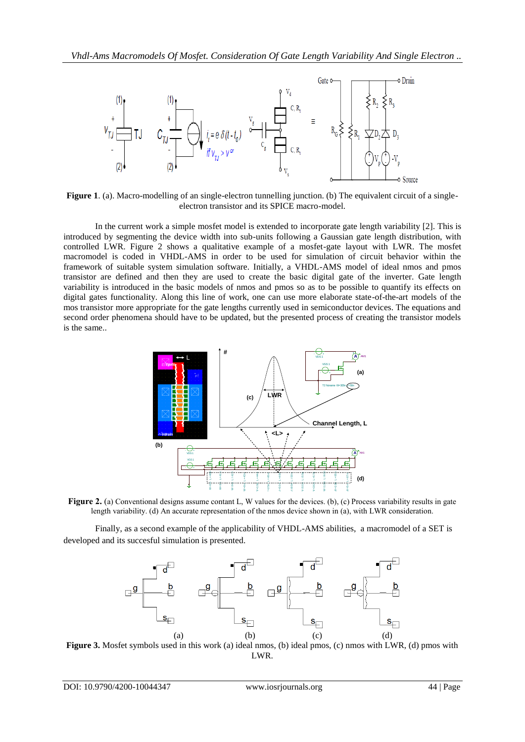Figure 1. (a). Macro-modelling of an single-electron tunnelling junction. (b) The equivalent circuit of a single-electron transistor and its SPICE macro-model.

In the current work a simple mosfet model is extended to incorporate gate length variability [2]. This is introduced by segmenting the device width into sub-units following a Gaussian gate length distribution, with controlled LWR. Figure 2 shows a qualitative example of a mosfet-gate layout with LWR. The mosfet macromodel is coded in VHDL-AMS in order to be used for simulation of circuit behavior within the framework of suitable system simulation software. Initially, a VHDL-AMS model of ideal nmos and pmos transistor are defined and then they are used to create the basic digital gate of the inverter. Gate length variability is introduced in the basic models of nmos and pmos so as to be possible to quantify its effects on digital gates functionality. Along this line of work, one can use more elaborate state-of-the-art models of the mos transistor more appropriate for the gate lengths currently used in semiconductor devices. The equations and second order phenomena should have to be updated, but the presented process of creating the transistor models is the same..

**Figure 2.** (a) Conventional designs assume contant L, W values for the devices. (b), (c) Process variability results in gate length variability. (d) An accurate representation of the nmos device shown in (a), with LWR consideration.

Finally, as a second example of the applicability of VHDL-AMS abilities, a macromodel of a SET is developed and its succesful simulation is presented.

**Figure 3.** Mosfet symbols used in this work (a) ideal nmos, (b) ideal pmos, (c) nmos with LWR, (d) pmos with LWR.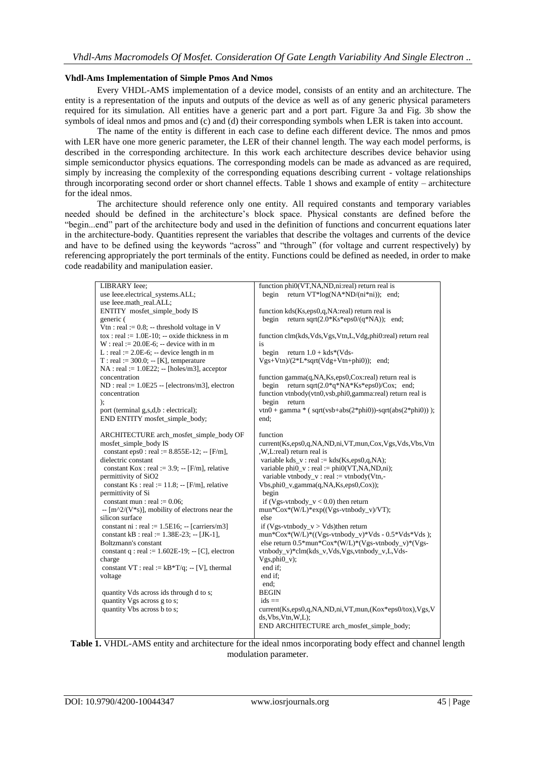### Vhdl-Ams Implementation of Simple Pmos And Nmos

Every VHDL-AMS implementation of a device model, consists of an entity and an architecture. The entity is a representation of the inputs and outputs of the device as well as of any generic physical parameters required for its simulation. All entities have a generic part and a port part. Figure 3a and Fig. 3b show the symbols of ideal nmos and pmos and (c) and (d) their corresponding symbols when LER is taken into account.

The name of the entity is different in each case to define each different device. The nmos and pmos with LER have one more generic parameter, the LER of their channel length. The way each model performs, is described in the corresponding architecture. In this work each architecture describes device behavior using simple semiconductor physics equations. The corresponding models can be made as advanced as are required, simply by increasing the complexity of the corresponding equations describing current - voltage relationships through incorporating second order or short channel effects. Table 1 shows and example of entity – architecture for the ideal nmos.

The architecture should reference only one entity. All required constants and temporary variables needed should be defined in the architecture's block space. Physical constants are defined before the "begin...end" part of the architecture body and used in the definition of functions and concurrent equations later in the architecture-body. Quantities represent the variables that describe the voltages and currents of the device and have to be defined using the keywords "across" and "through" (for voltage and current respectively) by referencing appropriately the port terminals of the entity. Functions could be defined as needed, in order to make code readability and manipulation easier.

```
LIBRARY Ieee;
use Ieee.electrical_systems.ALL;
use Ieee.math_real.ALL;
ENTITY  mosfet_simple_body IS
generic (
Vtn : real := 0.8; -- threshold voltage in V
tox : real := 1.0E-10; -- oxide thickness in m
W : real := 20.0E-6; -- device with in m
L : real := 2.0E-6; -- device length in m
T : real := 300.0; -- [K], temperature
NA : real := 1.0E22; -- [holes/m3], acceptor concentration
ND : real := 1.0E25 -- [electrons/m3], electron concentration
);
port (terminal g,s,d,b : electrical);
END ENTITY mosfet_simple_body;

ARCHITECTURE arch_mosfet_simple_body OF mosfet_simple_body IS
  constant eps0 : real := 8.855E-12; -- [F/m], dielectric constant
  constant Kox : real := 3.9; -- [F/m], relative permittivity of SiO2
  constant Ks : real := 11.8; -- [F/m], relative permittivity of Si
  constant mun : real := 0.06;
 -- [m^2/(V*s)], mobility of electrons near the silicon surface
 constant ni : real := 1.5E16; -- [carriers/m3]
 constant kB : real := 1.38E-23; -- [JK-1], Boltzmann's constant
 constant q : real := 1.602E-19; -- [C], electron charge
 constant VT : real := kB*T/q; -- [V], thermal voltage

 quantity Vds across ids through d to s;
 quantity Vgs across g to s;
 quantity Vbs across b to s;

function phi0(VT,NA,ND,ni:real) return real is
  begin    return VT*log(NA*ND/(ni*ni));   end;

function kds(Ks,eps0,q,NA:real) return real is
  begin    return sqrt(2.0*Ks*eps0/(q*NA));   end;

function clm(kds,Vds,Vgs,Vtn,L,Vdg,phi0:real) return real is
  begin    return 1.0 + kds*(Vds-Vgs+Vtn)/(2*L*sqrt(Vdg+Vtn+phi0));   end;

function gamma(q,NA,Ks,eps0,Cox:real) return real is
  begin    return sqrt(2.0*q*NA*Ks*eps0)/Cox;   end;
function vtnbody(vtn0,vsb,phi0,gamma:real) return real is
  begin    return
vtn0 + gamma * ( sqrt(vsb+abs(2*phi0))-sqrt(abs(2*phi0)) );
end;

function
current(Ks,eps0,q,NA,ND,ni,VT,mun,Cox,Vgs,Vds,Vbs,Vtn,W,L:real) return real is
 variable kds_v : real := kds(Ks,eps0,q,NA);
 variable phi0_v : real := phi0(VT,NA,ND,ni);
  variable vtnbody_v : real := vtnbody(Vtn,-Vbs,phi0_v,gamma(q,NA,Ks,eps0,Cox));
  begin
  if (Vgs-vtnbody_v < 0.0) then return
mun*Cox*(W/L)*exp((Vgs-vtnbody_v)/VT);
 else
  if (Vgs-vtnbody_v > Vds)then return
mun*Cox*(W/L)*((Vgs-vtnbody_v)*Vds - 0.5*Vds*Vds );
  else return 0.5*mun*Cox*(W/L)*(Vgs-vtnbody_v)*(Vgs-vtnbody_v)*clm(kds_v,Vds,Vgs,vtnbody_v,L,Vds-Vgs,phi0_v);
  end if;
  end if;
  end;
BEGIN
 ids ==
current(Ks,eps0,q,NA,ND,ni,VT,mun,(Kox*eps0/tox),Vgs,Vds,Vbs,Vtn,W,L);
END ARCHITECTURE arch_mosfet_simple_body;
```

**Table 1.** VHDL-AMS entity and architecture for the ideal nmos incorporating body effect and channel length modulation parameter.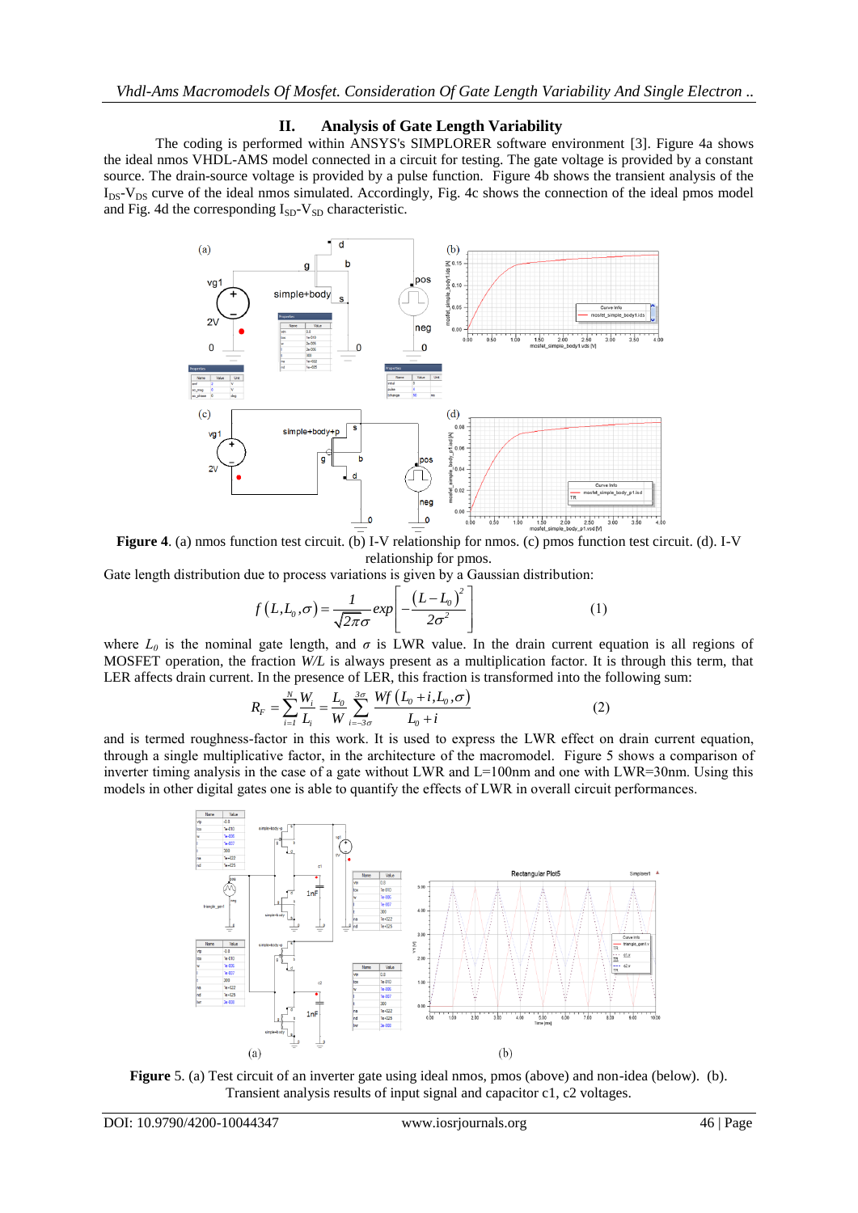## II. Analysis of Gate Length Variability

The coding is performed within ANSYS's SIMPLORER software environment [3]. Figure 4a shows the ideal nmos VHDL-AMS model connected in a circuit for testing. The gate voltage is provided by a constant source. The drain-source voltage is provided by a pulse function. Figure 4b shows the transient analysis of the $I_{DS}$-$V_{DS}$ curve of the ideal nmos simulated. Accordingly, Fig. 4c shows the connection of the ideal pmos model and Fig. 4d the corresponding $I_{SD}$-$V_{SD}$ characteristic.

**Figure 4**. (a) nmos function test circuit. (b) I-V relationship for nmos. (c) pmos function test circuit. (d). I-V relationship for pmos.

Gate length distribution due to process variations is given by a Gaussian distribution:

$$f\left(L,L_0,\sigma\right)=\frac{1}{\sqrt{2\pi}\sigma}exp\left[-\frac{\left(L-L_0\right)^2}{2\sigma^2}\right] \quad (1)$$

where $L_0$ is the nominal gate length, and $\sigma$ is LWR value. In the drain current equation is all regions of MOSFET operation, the fraction $W/L$ is always present as a multiplication factor. It is through this term, that LER affects drain current. In the presence of LER, this fraction is transformed into the following sum:

$$R_F=\sum_{i=1}^{N}\frac{W_i}{L_i}=\frac{L_0}{W}\sum_{i=-3\sigma}^{3\sigma}\frac{Wf\left(L_0+i,L_0,\sigma\right)}{L_0+i} \quad (2)$$

and is termed roughness-factor in this work. It is used to express the LWR effect on drain current equation, through a single multiplicative factor, in the architecture of the macromodel. Figure 5 shows a comparison of inverter timing analysis in the case of a gate without LWR and L=100nm and one with LWR=30nm. Using this models in other digital gates one is able to quantify the effects of LWR in overall circuit performances.

**Figure** 5. (a) Test circuit of an inverter gate using ideal nmos, pmos (above) and non-idea (below). (b). Transient analysis results of input signal and capacitor c1, c2 voltages.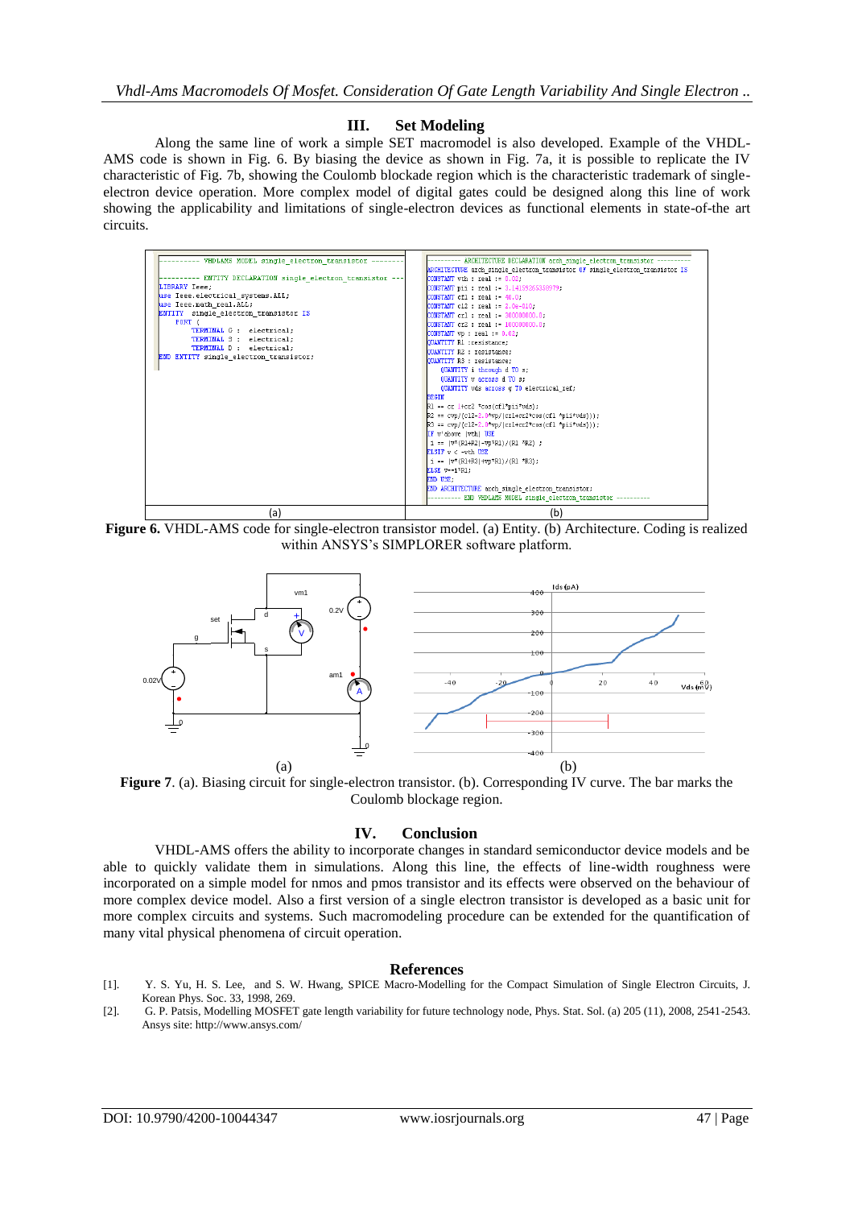## III. Set Modeling

Along the same line of work a simple SET macromodel is also developed. Example of the VHDL-AMS code is shown in Fig. 6. By biasing the device as shown in Fig. 7a, it is possible to replicate the IV characteristic of Fig. 7b, showing the Coulomb blockade region which is the characteristic trademark of single-electron device operation. More complex model of digital gates could be designed along this line of work showing the applicability and limitations of single-electron devices as functional elements in state-of-the art circuits.

(a)

```
---------- VHDLAMS MODEL single_electron_transistor --------
---------- ENTITY DECLARATION single_electron_transistor ---
LIBRARY Ieee;
use Ieee.electrical_systems.ALL;
use Ieee.math_real.ALL;
ENTITY  single_electron_transistor IS
    PORT (
        TERMINAL G :  electrical;
        TERMINAL S :  electrical;
        TERMINAL D :  electrical;
END ENTITY single_electron_transistor;
```

(b)

```
---------- ARCHITECTURE DECLARATION arch_single_electron_transistor ----------
ARCHITECTURE arch_single_electron_transistor OF single_electron_transistor IS
CONSTANT vth : real := 0.02;
CONSTANT pi1 : real := 3.14159265358979;
CONSTANT cf1 : real := 40.0;
CONSTANT c12 : real := 2.0e-010;
CONSTANT cr1 : real := 300000000.0;
CONSTANT cr2 : real := 100000000.0;
CONSTANT vp : real := 0.02;
QUANTITY R1 :resistance;
QUANTITY R2 : resistance;
QUANTITY R3 : resistance;
    QUANTITY i through d TO s;
    QUANTITY v across d TO s;
    QUANTITY vds across g TO electrical_ref;
BEGIN
R1 == cr 1+cr2 *cos(cf1*pi1*vds);
R2 == cvp/(c12-2.0*vp/(cr1+cr2*cos(cf1 *pi1*vds)));
R3 == cvp/(c12-2.0*vp/(cr1+cr2*cos(cf1 *pi1*vds)));
IF v'above |vth| USE
 i == |v*(R1+R2)-vp*R1)/(R1 *R2) ;
ELSIF v < -vth USE
 i == |v*(R1+R3)+vp*R1)/(R1 *R3);
ELSE v==1*R1;
END USE;
END ARCHITECTURE arch_single_electron_transistor;
---------- END VHDLAMS MODEL single_electron_transistor ----------
```

**Figure 6.** VHDL-AMS code for single-electron transistor model. (a) Entity. (b) Architecture. Coding is realized within ANSYS's SIMPLORER software platform.

vm1
0.2V
set
d
g
s
0.02V
am1
0
0

Ids (µA)
400
300
200
100
0
-100
-200
-300
-400
-40
-20
0
20
40
60
Vds (mV)

(a) (b)

**Figure 7**. (a). Biasing circuit for single-electron transistor. (b). Corresponding IV curve. The bar marks the Coulomb blockage region.

## IV. Conclusion

VHDL-AMS offers the ability to incorporate changes in standard semiconductor device models and be able to quickly validate them in simulations. Along this line, the effects of line-width roughness were incorporated on a simple model for nmos and pmos transistor and its effects were observed on the behaviour of more complex device model. Also a first version of a single electron transistor is developed as a basic unit for more complex circuits and systems. Such macromodeling procedure can be extended for the quantification of many vital physical phenomena of circuit operation.

## References

[1]. Y. S. Yu, H. S. Lee, and S. W. Hwang, SPICE Macro-Modelling for the Compact Simulation of Single Electron Circuits, J. Korean Phys. Soc. 33, 1998, 269.

[2]. G. P. Patsis, Modelling MOSFET gate length variability for future technology node, Phys. Stat. Sol. (a) 205 (11), 2008, 2541-2543. Ansys site: http://www.ansys.com/